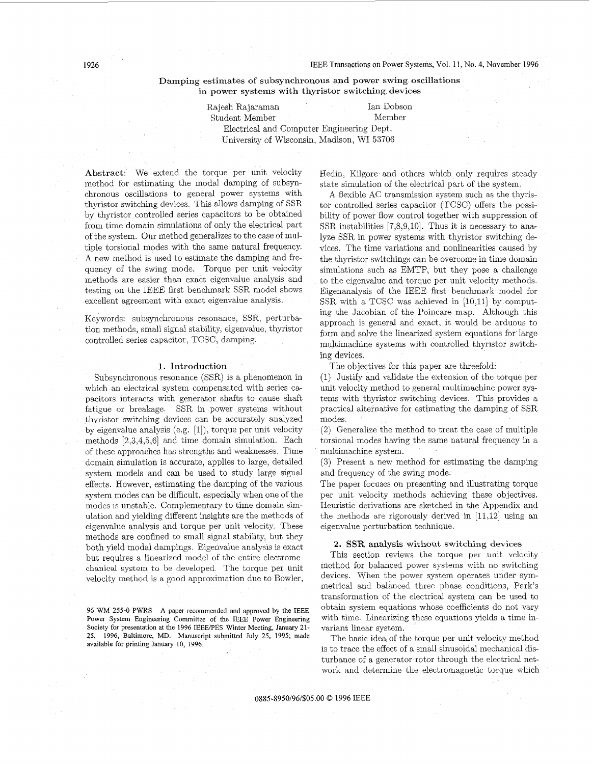# Damping estimates of subsynchronous and power swing oscillations in power systems with thyristor switching devices

Rajesh Rajaraman, Student Member
Ian Dobson, Member

Electrical and Computer Engineering Dept.
University of Wisconsin, Madison, WI 53706

**Abstract:** We extend the torque per unit velocity method for estimating the modal damping of subsynchronous oscillations to general power systems with thyristor switching devices. This allows damping of SSR by thyristor controlled series capacitors to be obtained from time domain simulations of only the electrical part of the system. Our method generalizes to the case of multiple torsional modes with the same natural frequency. A new method is used to estimate the damping and frequency of the swing mode. Torque per unit velocity methods are easier than exact eigenvalue analysis and testing on the IEEE first benchmark SSR model shows excellent agreement with exact eigenvalue analysis.

Keywords: subsynchronous resonance, SSR, perturbation methods, small signal stability, eigenvalue, thyristor controlled series capacitor, TCSC, damping.

## 1. Introduction

Subsynchronous resonance (SSR) is a phenomenon in which an electrical system compensated with series capacitors interacts with generator shafts to cause shaft fatigue or breakage. SSR in power systems without thyristor switching devices can be accurately analyzed by eigenvalue analysis (e.g. [1]), torque per unit velocity methods [2,3,4,5,6] and time domain simulation. Each of these approaches has strengths and weaknesses. Time domain simulation is accurate, applies to large, detailed system models and can be used to study large signal effects. However, estimating the damping of the various system modes can be difficult, especially when one of the modes is unstable. Complementary to time domain simulation and yielding different insights are the methods of eigenvalue analysis and torque per unit velocity. These methods are confined to small signal stability, but they both yield modal dampings. Eigenvalue analysis is exact but requires a linearized model of the entire electromechanical system to be developed. The torque per unit velocity method is a good approximation due to Bowler, Hedin, Kilgore and others which only requires steady state simulation of the electrical part of the system.

A flexible AC transmission system such as the thyristor controlled series capacitor (TCSC) offers the possibility of power flow control together with suppression of SSR instabilities [7,8,9,10]. Thus it is necessary to analyze SSR in power systems with thyristor switching devices. The time variations and nonlinearities caused by the thyristor switchings can be overcome in time domain simulations such as EMTP, but they pose a challenge to the eigenvalue and torque per unit velocity methods. Eigenanalysis of the IEEE first benchmark model for SSR with a TCSC was achieved in [10,11] by computing the Jacobian of the Poincare map. Although this approach is general and exact, it would be arduous to form and solve the linearized system equations for large multimachine systems with controlled thyristor switching devices.

The objectives for this paper are threefold:

(1) Justify and validate the extension of the torque per unit velocity method to general multimachine power systems with thyristor switching devices. This provides a practical alternative for estimating the damping of SSR modes.

(2) Generalize the method to treat the case of multiple torsional modes having the same natural frequency in a multimachine system.

(3) Present a new method for estimating the damping and frequency of the swing mode.

The paper focuses on presenting and illustrating torque per unit velocity methods achieving these objectives. Heuristic derivations are sketched in the Appendix and the methods are rigorously derived in [11,12] using an eigenvalue perturbation technique.

## 2. SSR analysis without switching devices

This section reviews the torque per unit velocity method for balanced power systems with no switching devices. When the power system operates under symmetrical and balanced three phase conditions, Park's transformation of the electrical system can be used to obtain system equations whose coefficients do not vary with time. Linearizing these equations yields a time invariant linear system.

The basic idea of the torque per unit velocity method is to trace the effect of a small sinusoidal mechanical disturbance of a generator rotor through the electrical network and determine the electromagnetic torque which

96 WM 255-0 PWRS A paper recommended and approved by the IEEE Power System Engineering Committee of the IEEE Power Engineering Society for presentation at the 1996 IEEE/PES Winter Meeting, January 21-25, 1996, Baltimore, MD. Manuscript submitted July 25, 1995; made available for printing January 10, 1996.

0885-8950/96/$05.00 © 1996 IEEE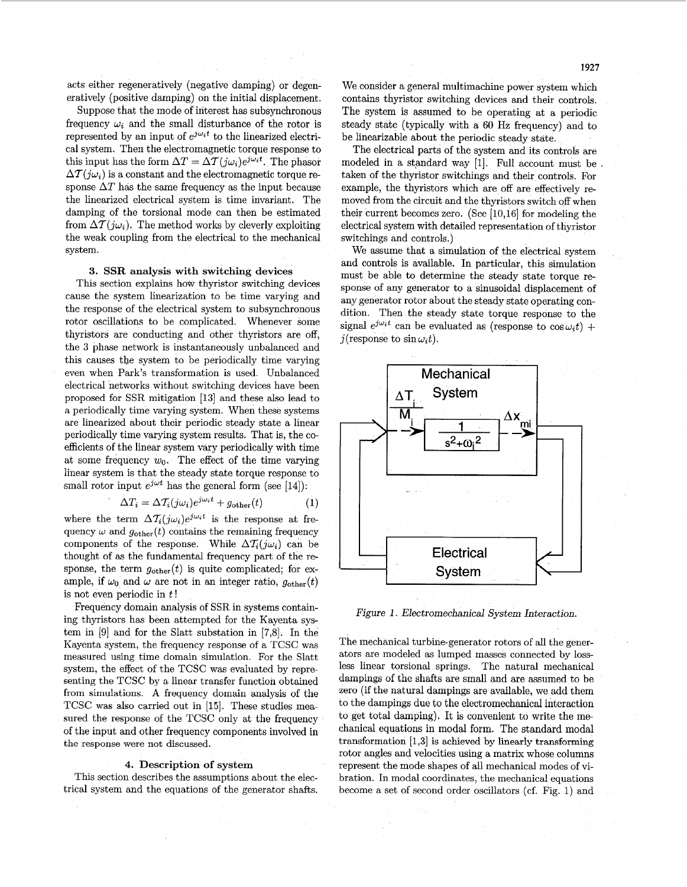acts either regeneratively (negative damping) or degeneratively (positive damping) on the initial displacement.

Suppose that the mode of interest has subsynchronous frequency $\omega_i$ and the small disturbance of the rotor is represented by an input of $e^{j\omega_i t}$ to the linearized electrical system. Then the electromagnetic torque response to this input has the form $\Delta T = \Delta T(j\omega_i)e^{j\omega_i t}$. The phasor $\Delta T(j\omega_i)$ is a constant and the electromagnetic torque response $\Delta T$ has the same frequency as the input because the linearized electrical system is time invariant. The damping of the torsional mode can then be estimated from $\Delta T(j\omega_i)$. The method works by cleverly exploiting the weak coupling from the electrical to the mechanical system.

### 3. SSR analysis with switching devices

This section explains how thyristor switching devices cause the system linearization to be time varying and the response of the electrical system to subsynchronous rotor oscillations to be complicated. Whenever some thyristors are conducting and other thyristors are off, the 3 phase network is instantaneously unbalanced and this causes the system to be periodically time varying even when Park's transformation is used. Unbalanced electrical networks without switching devices have been proposed for SSR mitigation [13] and these also lead to a periodically time varying system. When these systems are linearized about their periodic steady state a linear periodically time varying system results. That is, the coefficients of the linear system vary periodically with time at some frequency $w_0$. The effect of the time varying linear system is that the steady state torque response to small rotor input $e^{j\omega t}$ has the general form (see [14]):

$$\Delta T_i = \Delta T_i(j\omega_i)e^{j\omega_i t} + g_{\text{other}}(t) \tag{1}$$

where the term $\Delta T_i(j\omega_i)e^{j\omega_i t}$ is the response at frequency $\omega$ and $g_{\text{other}}(t)$ contains the remaining frequency components of the response. While $\Delta T_i(j\omega_i)$ can be thought of as the fundamental frequency part of the response, the term $g_{\text{other}}(t)$ is quite complicated; for example, if $\omega_0$ and $\omega$ are not in an integer ratio, $g_{\text{other}}(t)$ is not even periodic in $t$!

Frequency domain analysis of SSR in systems containing thyristors has been attempted for the Kayenta system in [9] and for the Slatt substation in [7,8]. In the Kayenta system, the frequency response of a TCSC was measured using time domain simulation. For the Slatt system, the effect of the TCSC was evaluated by representing the TCSC by a linear transfer function obtained from simulations. A frequency domain analysis of the TCSC was also carried out in [15]. These studies measured the response of the TCSC only at the frequency of the input and other frequency components involved in the response were not discussed.

### 4. Description of system

This section describes the assumptions about the electrical system and the equations of the generator shafts. We consider a general multimachine power system which contains thyristor switching devices and their controls. The system is assumed to be operating at a periodic steady state (typically with a 60 Hz frequency) and to be linearizable about the periodic steady state.

The electrical parts of the system and its controls are modeled in a standard way [1]. Full account must be taken of the thyristor switchings and their controls. For example, the thyristors which are off are effectively removed from the circuit and the thyristors switch off when their current becomes zero. (See [10,16] for modeling the electrical system with detailed representation of thyristor switchings and controls.)

We assume that a simulation of the electrical system and controls is available. In particular, this simulation must be able to determine the steady state torque response of any generator to a sinusoidal displacement of any generator rotor about the steady state operating condition. Then the steady state torque response to the signal $e^{j\omega_i t}$ can be evaluated as (response to $\cos\omega_i t$) + $j$(response to $\sin\omega_i t$).

*Figure 1. Electromechanical System Interaction.*

The mechanical turbine-generator rotors of all the generators are modeled as lumped masses connected by lossless linear torsional springs. The natural mechanical dampings of the shafts are small and are assumed to be zero (if the natural dampings are available, we add them to the dampings due to the electromechanical interaction to get total damping). It is convenient to write the mechanical equations in modal form. The standard modal transformation [1,3] is achieved by linearly transforming rotor angles and velocities using a matrix whose columns represent the mode shapes of all mechanical modes of vibration. In modal coordinates, the mechanical equations become a set of second order oscillators (cf. Fig. 1) and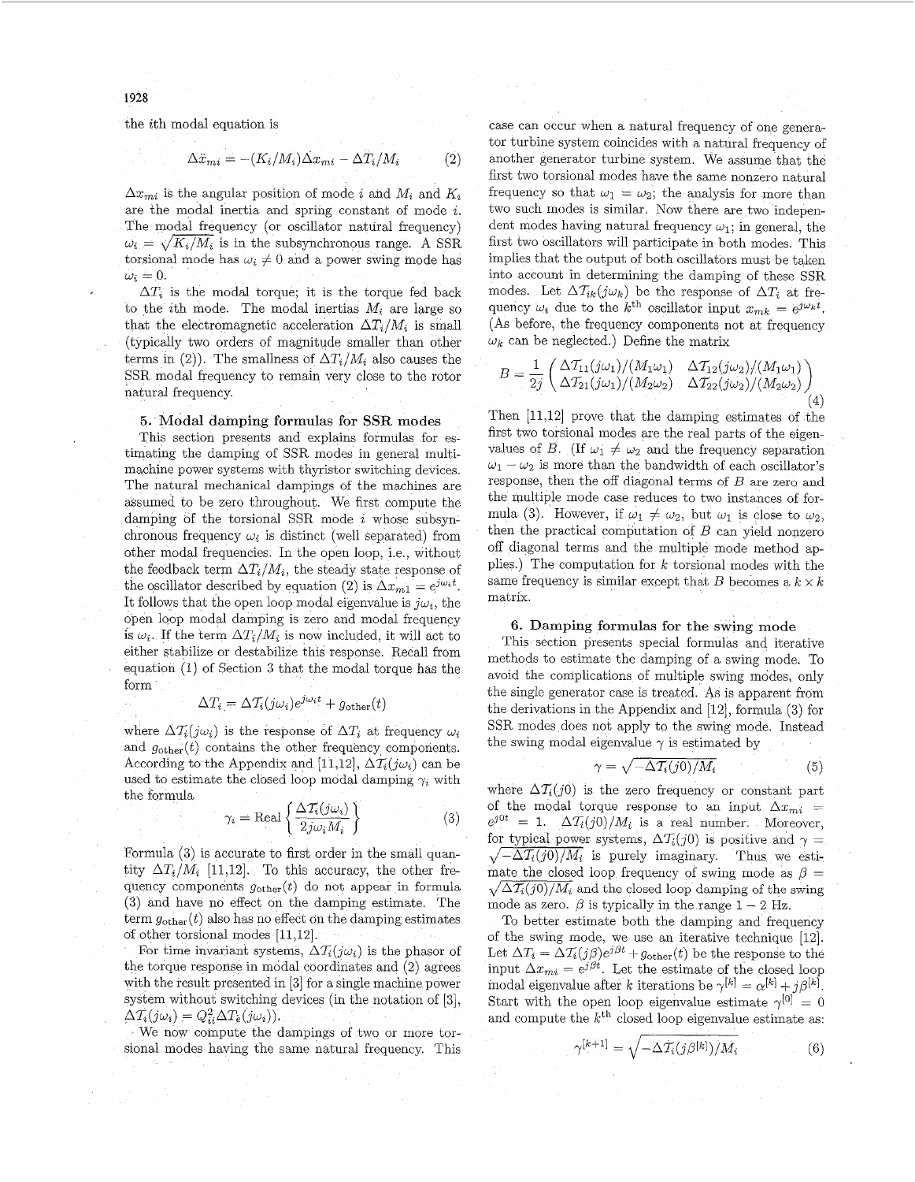the $i$th modal equation is

$$\Delta\ddot{x}_{mi} = -(K_i/M_i)\Delta x_{mi} - \Delta T_i/M_i \tag{2}$$

$\Delta x_{mi}$ is the angular position of mode $i$ and $M_i$ and $K_i$ are the modal inertia and spring constant of mode $i$. The modal frequency (or oscillator natural frequency) $\omega_i = \sqrt{K_i/M_i}$ is in the subsynchronous range. A SSR torsional mode has $\omega_i \neq 0$ and a power swing mode has $\omega_i = 0$.

$\Delta T_i$ is the modal torque; it is the torque fed back to the $i$th mode. The modal inertias $M_i$ are large so that the electromagnetic acceleration $\Delta T_i/M_i$ is small (typically two orders of magnitude smaller than other terms in (2)). The smallness of $\Delta T_i/M_i$ also causes the SSR modal frequency to remain very close to the rotor natural frequency.

## 5. Modal damping formulas for SSR modes

This section presents and explains formulas for estimating the damping of SSR modes in general multimachine power systems with thyristor switching devices. The natural mechanical dampings of the machines are assumed to be zero throughout. We first compute the damping of the torsional SSR mode $i$ whose subsynchronous frequency $\omega_i$ is distinct (well separated) from other modal frequencies. In the open loop, i.e., without the feedback term $\Delta T_i/M_i$, the steady state response of the oscillator described by equation (2) is $\Delta x_{m1} = e^{j\omega_i t}$. It follows that the open loop modal eigenvalue is $j\omega_i$, the open loop modal damping is zero and modal frequency is $\omega_i$. If the term $\Delta T_i/M_i$ is now included, it will act to either stabilize or destabilize this response. Recall from equation (1) of Section 3 that the modal torque has the form

$$\Delta T_i = \Delta T_i(j\omega_i)e^{j\omega_i t} + g_{\text{other}}(t)$$

where $\Delta T_i(j\omega_i)$ is the response of $\Delta T_i$ at frequency $\omega_i$ and $g_{\text{other}}(t)$ contains the other frequency components. According to the Appendix and [11,12], $\Delta T_i(j\omega_i)$ can be used to estimate the closed loop modal damping $\gamma_i$ with the formula

$$\gamma_i = \text{Real}\left\{\frac{\Delta T_i(j\omega_i)}{2j\omega_i M_i}\right\} \tag{3}$$

Formula (3) is accurate to first order in the small quantity $\Delta T_i/M_i$ [11,12]. To this accuracy, the other frequency components $g_{\text{other}}(t)$ do not appear in formula (3) and have no effect on the damping estimate. The term $g_{\text{other}}(t)$ also has no effect on the damping estimates of other torsional modes [11,12].

For time invariant systems, $\Delta T_i(j\omega_i)$ is the phasor of the torque response in modal coordinates and (2) agrees with the result presented in [3] for a single machine power system without switching devices (in the notation of [3], $\Delta T_i(j\omega_i) = Q_{ii}^2\Delta T_e(j\omega_i)$).

We now compute the dampings of two or more torsional modes having the same natural frequency. This case can occur when a natural frequency of one generator turbine system coincides with a natural frequency of another generator turbine system. We assume that the first two torsional modes have the same nonzero natural frequency so that $\omega_1 = \omega_2$; the analysis for more than two such modes is similar. Now there are two independent modes having natural frequency $\omega_1$; in general, the first two oscillators will participate in both modes. This implies that the output of both oscillators must be taken into account in determining the damping of these SSR modes. Let $\Delta T_{ik}(j\omega_k)$ be the response of $\Delta T_i$ at frequency $\omega_i$ due to the $k^{\text{th}}$ oscillator input $x_{mk} = e^{j\omega_k t}$. (As before, the frequency components not at frequency $\omega_k$ can be neglected.) Define the matrix

$$B = \frac{1}{2j}\begin{pmatrix} \Delta T_{11}(j\omega_1)/(M_1\omega_1) & \Delta T_{12}(j\omega_2)/(M_1\omega_1) \\ \Delta T_{21}(j\omega_1)/(M_2\omega_2) & \Delta T_{22}(j\omega_2)/(M_2\omega_2) \end{pmatrix} \tag{4}$$

Then [11,12] prove that the damping estimates of the first two torsional modes are the real parts of the eigenvalues of $B$. (If $\omega_1 \neq \omega_2$ and the frequency separation $\omega_1 - \omega_2$ is more than the bandwidth of each oscillator's response, then the off diagonal terms of $B$ are zero and the multiple mode case reduces to two instances of formula (3). However, if $\omega_1 \neq \omega_2$, but $\omega_1$ is close to $\omega_2$, then the practical computation of $B$ can yield nonzero off diagonal terms and the multiple mode method applies.) The computation for $k$ torsional modes with the same frequency is similar except that $B$ becomes a $k \times k$ matrix.

## 6. Damping formulas for the swing mode

This section presents special formulas and iterative methods to estimate the damping of a swing mode. To avoid the complications of multiple swing modes, only the single generator case is treated. As is apparent from the derivations in the Appendix and [12], formula (3) for SSR modes does not apply to the swing mode. Instead the swing modal eigenvalue $\gamma$ is estimated by

$$\gamma = \sqrt{-\Delta T_i(j0)/M_i} \tag{5}$$

where $\Delta T_i(j0)$ is the zero frequency or constant part of the modal torque response to an input $\Delta x_{mi} = e^{j0t} = 1$. $\Delta T_i(j0)/M_i$ is a real number. Moreover, for typical power systems, $\Delta T_i(j0)$ is positive and $\gamma = \sqrt{-\Delta T_i(j0)/M_i}$ is purely imaginary. Thus we estimate the closed loop frequency of swing mode as $\beta = \sqrt{\Delta T_i(j0)/M_i}$ and the closed loop damping of the swing mode as zero. $\beta$ is typically in the range $1-2$ Hz.

To better estimate both the damping and frequency of the swing mode, we use an iterative technique [12]. Let $\Delta T_i = \Delta T_i(j\beta)e^{j\beta t} + g_{\text{other}}(t)$ be the response to the input $\Delta x_{mi} = e^{j\beta t}$. Let the estimate of the closed loop modal eigenvalue after $k$ iterations be $\gamma^{[k]} = \alpha^{[k]} + j\beta^{[k]}$. Start with the open loop eigenvalue estimate $\gamma^{[0]} = 0$ and compute the $k^{\text{th}}$ closed loop eigenvalue estimate as:

$$\gamma^{[k+1]} = \sqrt{-\Delta T_i(j\beta^{[k]})/M_i} \tag{6}$$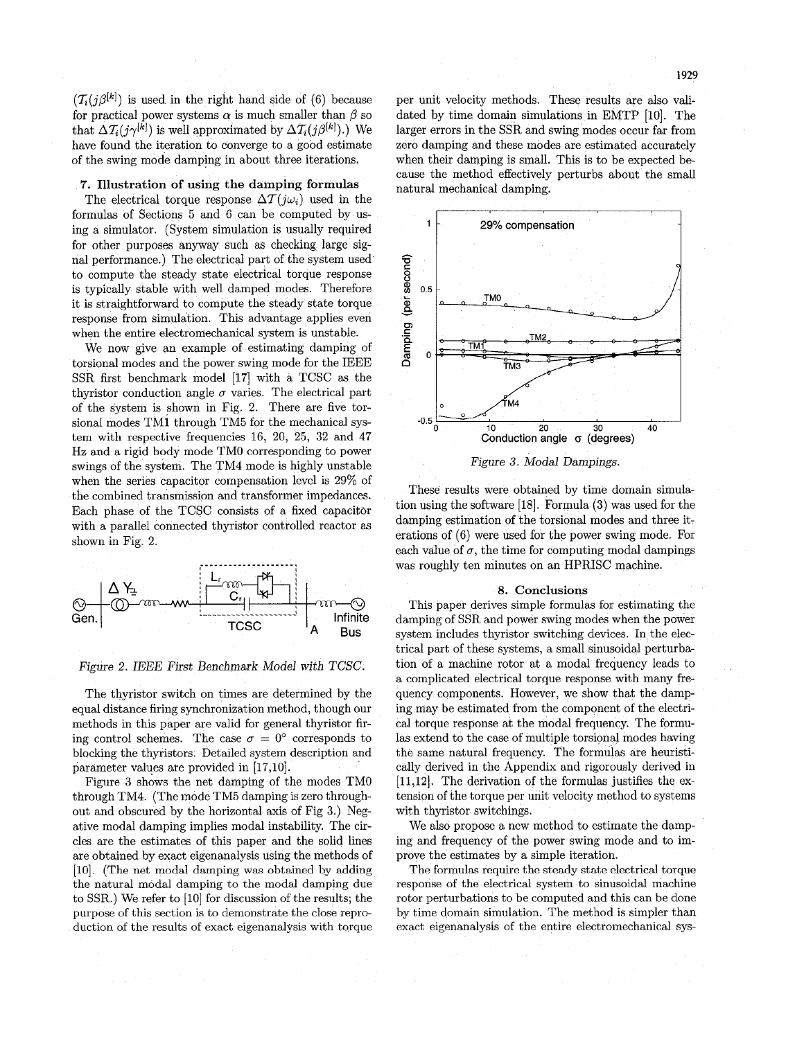($T_i(j\beta^{[k]})$ is used in the right hand side of (6) because for practical power systems $\alpha$ is much smaller than $\beta$ so that $\Delta T_i(j\gamma^{[k]})$ is well approximated by $\Delta T_i(j\beta^{[k]})$.) We have found the iteration to converge to a good estimate of the swing mode damping in about three iterations.

## 7. Illustration of using the damping formulas

The electrical torque response $\Delta T(j\omega_i)$ used in the formulas of Sections 5 and 6 can be computed by using a simulator. (System simulation is usually required for other purposes anyway such as checking large signal performance.) The electrical part of the system used to compute the steady state electrical torque response is typically stable with well damped modes. Therefore it is straightforward to compute the steady state torque response from simulation. This advantage applies even when the entire electromechanical system is unstable.

We now give an example of estimating damping of torsional modes and the power swing mode for the IEEE SSR first benchmark model [17] with a TCSC as the thyristor conduction angle $\sigma$ varies. The electrical part of the system is shown in Fig. 2. There are five torsional modes TM1 through TM5 for the mechanical system with respective frequencies 16, 20, 25, 32 and 47 Hz and a rigid body mode TM0 corresponding to power swings of the system. The TM4 mode is highly unstable when the series capacitor compensation level is 29% of the combined transmission and transformer impedances. Each phase of the TCSC consists of a fixed capacitor with a parallel connected thyristor controlled reactor as shown in Fig. 2.

*Figure 2. IEEE First Benchmark Model with TCSC.*

The thyristor switch on times are determined by the equal distance firing synchronization method, though our methods in this paper are valid for general thyristor firing control schemes. The case $\sigma = 0°$ corresponds to blocking the thyristors. Detailed system description and parameter values are provided in [17,10].

Figure 3 shows the net damping of the modes TM0 through TM4. (The mode TM5 damping is zero throughout and obscured by the horizontal axis of Fig 3.) Negative modal damping implies modal instability. The circles are the estimates of this paper and the solid lines are obtained by exact eigenanalysis using the methods of [10]. (The net modal damping was obtained by adding the natural modal damping to the modal damping due to SSR.) We refer to [10] for discussion of the results; the purpose of this section is to demonstrate the close reproduction of the results of exact eigenanalysis with torque per unit velocity methods. These results are also validated by time domain simulations in EMTP [10]. The larger errors in the SSR and swing modes occur far from zero damping and these modes are estimated accurately when their damping is small. This is to be expected because the method effectively perturbs about the small natural mechanical damping.

*Figure 3. Modal Dampings.*

These results were obtained by time domain simulation using the software [18]. Formula (3) was used for the damping estimation of the torsional modes and three iterations of (6) were used for the power swing mode. For each value of $\sigma$, the time for computing modal dampings was roughly ten minutes on an HPRISC machine.

## 8. Conclusions

This paper derives simple formulas for estimating the damping of SSR and power swing modes when the power system includes thyristor switching devices. In the electrical part of these systems, a small sinusoidal perturbation of a machine rotor at a modal frequency leads to a complicated electrical torque response with many frequency components. However, we show that the damping may be estimated from the component of the electrical torque response at the modal frequency. The formulas extend to the case of multiple torsional modes having the same natural frequency. The formulas are heuristically derived in the Appendix and rigorously derived in [11,12]. The derivation of the formulas justifies the extension of the torque per unit velocity method to systems with thyristor switchings.

We also propose a new method to estimate the damping and frequency of the power swing mode and to improve the estimates by a simple iteration.

The formulas require the steady state electrical torque response of the electrical system to sinusoidal machine rotor perturbations to be computed and this can be done by time domain simulation. The method is simpler than exact eigenanalysis of the entire electromechanical sys-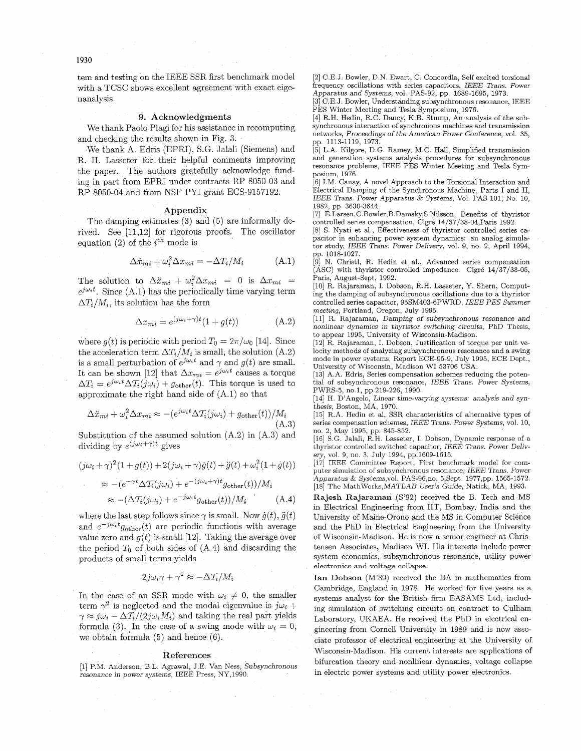tem and testing on the IEEE SSR first benchmark model with a TCSC shows excellent agreement with exact eigenanalysis.

## 9. Acknowledgments

We thank Paolo Piagi for his assistance in recomputing and checking the results shown in Fig. 3.

We thank A. Edris (EPRI), S.G. Jalali (Siemens) and R. H. Lasseter for their helpful comments improving the paper. The authors gratefully acknowledge funding in part from EPRI under contracts RP 8050-03 and RP 8050-04 and from NSF PYI grant ECS-9157192.

## Appendix

The damping estimates (3) and (5) are informally derived. See [11,12] for rigorous proofs. The oscillator equation (2) of the $i^{\text{th}}$ mode is

$$\Delta\ddot{x}_{mi} + \omega_i^2 \Delta x_{mi} = -\Delta T_i / M_i \tag{A.1}$$

The solution to $\Delta\ddot{x}_{mi} + \omega_i^2 \Delta x_{mi} = 0$ is $\Delta x_{mi} = e^{j\omega_i t}$. Since (A.1) has the periodically time varying term $\Delta T_i/M_i$, its solution has the form

$$\Delta x_{mi} = e^{(j\omega_i + \gamma)t}(1 + g(t)) \tag{A.2}$$

where $g(t)$ is periodic with period $T_0 = 2\pi/\omega_0$ [14]. Since the acceleration term $\Delta T_i/M_i$ is small, the solution (A.2) is a small perturbation of $e^{j\omega_i t}$ and $\gamma$ and $g(t)$ are small. It can be shown [12] that $\Delta x_{mi} = e^{j\omega_i t}$ causes a torque $\Delta T_i = e^{j\omega_i t}\Delta T_i(j\omega_i) + g_{\text{other}}(t)$. This torque is used to approximate the right hand side of (A.1) so that

$$\Delta\ddot{x}_{mi} + \omega_i^2 \Delta x_{mi} \approx -(e^{j\omega_i t}\Delta T_i(j\omega_i) + g_{\text{other}}(t))/M_i \tag{A.3}$$

Substitution of the assumed solution (A.2) in (A.3) and dividing by $e^{(j\omega_i+\gamma)t}$ gives

$$\begin{aligned}
(j\omega_i+\gamma)^2(1+g(t)) + 2(j\omega_i+\gamma)\dot{g}(t) + \ddot{g}(t) + \omega_i^2(1+g(t)) \\
\approx -(e^{-\gamma t}\Delta T_i(j\omega_i) + e^{-(j\omega_i+\gamma)t}g_{\text{other}}(t))/M_i \\
\approx -(\Delta T_i(j\omega_i) + e^{-j\omega_i t}g_{\text{other}}(t))/M_i
\end{aligned} \tag{A.4}$$

where the last step follows since $\gamma$ is small. Now $\dot{g}(t)$, $\ddot{g}(t)$ and $e^{-j\omega_i t}g_{\text{other}}(t)$ are periodic functions with average value zero and $g(t)$ is small [12]. Taking the average over the period $T_0$ of both sides of (A.4) and discarding the products of small terms yields

$$2j\omega_i\gamma + \gamma^2 \approx -\Delta T_i/M_i$$

In the case of an SSR mode with $\omega_i \neq 0$, the smaller term $\gamma^2$ is neglected and the modal eigenvalue is $j\omega_i + \gamma \approx j\omega_i - \Delta T_i/(2j\omega_i M_i)$ and taking the real part yields formula (3). In the case of a swing mode with $\omega_i = 0$, we obtain formula (5) and hence (6).

## References

[1] P.M. Anderson, B.L. Agrawal, J.E. Van Ness, *Subsynchronous resonance in power systems*, IEEE Press, NY, 1990.

[2] C.E.J. Bowler, D.N. Ewart, C. Concordia, Self excited torsional frequency oscillations with series capacitors, *IEEE Trans. Power Apparatus and Systems*, vol. PAS-92, pp. 1689-1695, 1973.

[3] C.E.J. Bowler, Understanding subsynchronous resonance, IEEE PES Winter Meeting and Tesla Symposium, 1976.

[4] R.H. Hedin, R.C. Dancy, K.B. Stump, An analysis of the subsynchronous interaction of synchronous machines and transmission networks, *Proceedings of the American Power Conference*, vol. 35, pp. 1113-1119, 1973.

[5] L.A. Kilgore, D.G. Ramey, M.C. Hall, Simplified transmission and generation systems analysis procedures for subsynchronous resonance problems, IEEE PES Winter Meeting and Tesla Symposium, 1976.

[6] I.M. Canay, A novel Approach to the Torsional Interaction and Electrical Damping of the Synchronous Machine, Parts I and II, *IEEE Trans. Power Apparatus & Systems*, Vol. PAS-101, No. 10, 1982, pp. 3630-3644.

[7] E.Larsen, C.Bowler, B.Damsky, S.Nilsson, Benefits of thyristor controlled series compensation, Cigré 14/37/38-04, Paris 1992.

[8] S. Nyati et al., Effectiveness of thyristor controlled series capacitor in enhancing power system dynamics: an analog simulator study, *IEEE Trans. Power Delivery*, vol. 9, no. 2, April 1994, pp. 1018-1027.

[9] N. Christl, R. Hedin et al., Advanced series compensation (ASC) with thyristor controlled impedance. Cigré 14/37/38-05, Paris, August-Sept, 1992.

[10] R. Rajaraman, I. Dobson, R.H. Lasseter, Y. Shern, Computing the damping of subsynchronous oscillations due to a thyristor controlled series capacitor, 95SM403-6PWRD, *IEEE PES Summer meeting*, Portland, Oregon, July 1995.

[11] R. Rajaraman, *Damping of subsynchronous resonance and nonlinear dynamics in thyristor switching circuits*, PhD Thesis, to appear 1995, University of Wisconsin-Madison.

[12] R. Rajaraman, I. Dobson, Justification of torque per unit velocity methods of analyzing subsynchronous resonance and a swing mode in power systems, Report ECE-95-9, July 1995, ECE Dept., University of Wisconsin, Madison WI 53706 USA.

[13] A.A. Edris, Series compensation schemes reducing the potential of subsynchronous resonance, *IEEE Trans. Power Systems*, PWRS-5, no.1, pp.219-226, 1990.

[14] H. D'Angelo, *Linear time-varying systems: analysis and synthesis*, Boston, MA, 1970.

[15] R.A. Hedin et al, SSR characteristics of alternative types of series compensation schemes, *IEEE Trans. Power Systems*, vol. 10, no. 2, May 1995, pp. 845-852.

[16] S.G. Jalali, R.H. Lasseter, I. Dobson, Dynamic response of a thyristor controlled switched capacitor, *IEEE Trans. Power Delivery*, vol. 9, no. 3, July 1994, pp.1609-1615.

[17] IEEE Committee Report, First benchmark model for computer simulation of subsynchronous resonance, *IEEE Trans. Power Apparatus & Systems*, vol. PAS-96, no. 5, Sept. 1977, pp. 1565-1572.

[18] The MathWorks, *MATLAB User's Guide*, Natick, MA, 1993.

**Rajesh Rajaraman** (S'92) received the B. Tech and MS in Electrical Engineering from IIT, Bombay, India and the University of Maine-Orono and the MS in Computer Science and the PhD in Electrical Engineering from the University of Wisconsin-Madison. He is now a senior engineer at Christensen Associates, Madison WI. His interests include power system economics, subsynchronous resonance, utility power electronics and voltage collapse.

**Ian Dobson** (M'89) received the BA in mathematics from Cambridge, England in 1978. He worked for five years as a systems analyst for the British firm EASAMS Ltd, including simulation of switching circuits on contract to Culham Laboratory, UKAEA. He received the PhD in electrical engineering from Cornell University in 1989 and is now associate professor of electrical engineering at the University of Wisconsin-Madison. His current interests are applications of bifurcation theory and nonlinear dynamics, voltage collapse in electric power systems and utility power electronics.